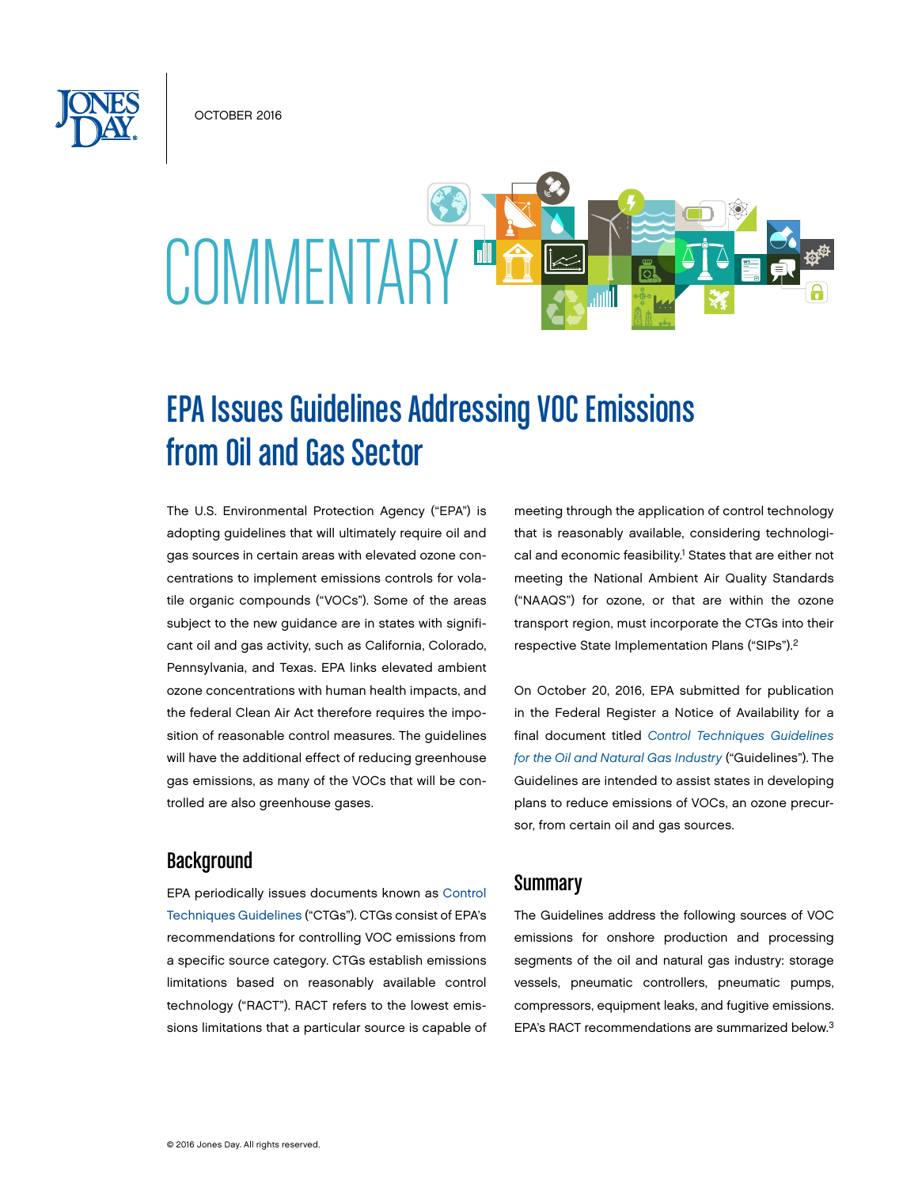OCTOBER 2016

# COMMENTARY

# EPA Issues Guidelines Addressing VOC Emissions from Oil and Gas Sector

The U.S. Environmental Protection Agency ("EPA") is adopting guidelines that will ultimately require oil and gas sources in certain areas with elevated ozone concentrations to implement emissions controls for volatile organic compounds ("VOCs"). Some of the areas subject to the new guidance are in states with significant oil and gas activity, such as California, Colorado, Pennsylvania, and Texas. EPA links elevated ambient ozone concentrations with human health impacts, and the federal Clean Air Act therefore requires the imposition of reasonable control measures. The guidelines will have the additional effect of reducing greenhouse gas emissions, as many of the VOCs that will be controlled are also greenhouse gases.

## Background

EPA periodically issues documents known as Control Techniques Guidelines ("CTGs"). CTGs consist of EPA's recommendations for controlling VOC emissions from a specific source category. CTGs establish emissions limitations based on reasonably available control technology ("RACT"). RACT refers to the lowest emissions limitations that a particular source is capable of meeting through the application of control technology that is reasonably available, considering technological and economic feasibility.[1] States that are either not meeting the National Ambient Air Quality Standards ("NAAQS") for ozone, or that are within the ozone transport region, must incorporate the CTGs into their respective State Implementation Plans ("SIPs").[2]

On October 20, 2016, EPA submitted for publication in the Federal Register a Notice of Availability for a final document titled *Control Techniques Guidelines for the Oil and Natural Gas Industry* ("Guidelines"). The Guidelines are intended to assist states in developing plans to reduce emissions of VOCs, an ozone precursor, from certain oil and gas sources.

## Summary

The Guidelines address the following sources of VOC emissions for onshore production and processing segments of the oil and natural gas industry: storage vessels, pneumatic controllers, pneumatic pumps, compressors, equipment leaks, and fugitive emissions. EPA's RACT recommendations are summarized below.[3]

© 2016 Jones Day. All rights reserved.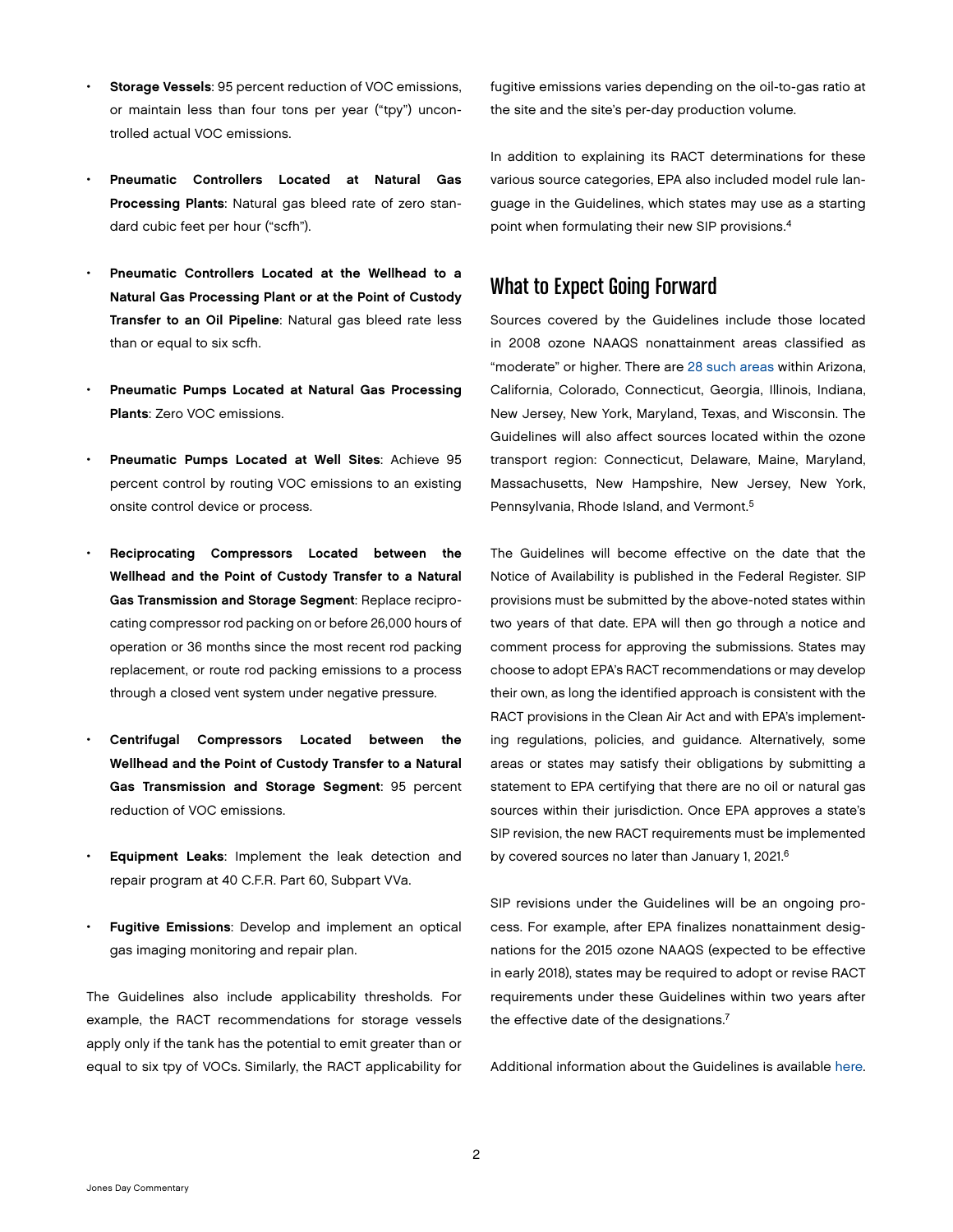- **Storage Vessels**: 95 percent reduction of VOC emissions, or maintain less than four tons per year ("tpy") uncontrolled actual VOC emissions.
- **Pneumatic Controllers Located at Natural Gas Processing Plants**: Natural gas bleed rate of zero standard cubic feet per hour ("scfh").
- **Pneumatic Controllers Located at the Wellhead to a Natural Gas Processing Plant or at the Point of Custody Transfer to an Oil Pipeline**: Natural gas bleed rate less than or equal to six scfh.
- **Pneumatic Pumps Located at Natural Gas Processing Plants**: Zero VOC emissions.
- **Pneumatic Pumps Located at Well Sites**: Achieve 95 percent control by routing VOC emissions to an existing onsite control device or process.
- **Reciprocating Compressors Located between the Wellhead and the Point of Custody Transfer to a Natural Gas Transmission and Storage Segment**: Replace reciprocating compressor rod packing on or before 26,000 hours of operation or 36 months since the most recent rod packing replacement, or route rod packing emissions to a process through a closed vent system under negative pressure.
- **Centrifugal Compressors Located between the Wellhead and the Point of Custody Transfer to a Natural Gas Transmission and Storage Segment**: 95 percent reduction of VOC emissions.
- **Equipment Leaks**: Implement the leak detection and repair program at 40 C.F.R. Part 60, Subpart VVa.
- **Fugitive Emissions**: Develop and implement an optical gas imaging monitoring and repair plan.

The Guidelines also include applicability thresholds. For example, the RACT recommendations for storage vessels apply only if the tank has the potential to emit greater than or equal to six tpy of VOCs. Similarly, the RACT applicability for fugitive emissions varies depending on the oil-to-gas ratio at the site and the site's per-day production volume.

In addition to explaining its RACT determinations for these various source categories, EPA also included model rule language in the Guidelines, which states may use as a starting point when formulating their new SIP provisions.[4]

## What to Expect Going Forward

Sources covered by the Guidelines include those located in 2008 ozone NAAQS nonattainment areas classified as "moderate" or higher. There are 28 such areas within Arizona, California, Colorado, Connecticut, Georgia, Illinois, Indiana, New Jersey, New York, Maryland, Texas, and Wisconsin. The Guidelines will also affect sources located within the ozone transport region: Connecticut, Delaware, Maine, Maryland, Massachusetts, New Hampshire, New Jersey, New York, Pennsylvania, Rhode Island, and Vermont.[5]

The Guidelines will become effective on the date that the Notice of Availability is published in the Federal Register. SIP provisions must be submitted by the above-noted states within two years of that date. EPA will then go through a notice and comment process for approving the submissions. States may choose to adopt EPA's RACT recommendations or may develop their own, as long the identified approach is consistent with the RACT provisions in the Clean Air Act and with EPA's implementing regulations, policies, and guidance. Alternatively, some areas or states may satisfy their obligations by submitting a statement to EPA certifying that there are no oil or natural gas sources within their jurisdiction. Once EPA approves a state's SIP revision, the new RACT requirements must be implemented by covered sources no later than January 1, 2021.[6]

SIP revisions under the Guidelines will be an ongoing process. For example, after EPA finalizes nonattainment designations for the 2015 ozone NAAQS (expected to be effective in early 2018), states may be required to adopt or revise RACT requirements under these Guidelines within two years after the effective date of the designations.[7]

Additional information about the Guidelines is available here.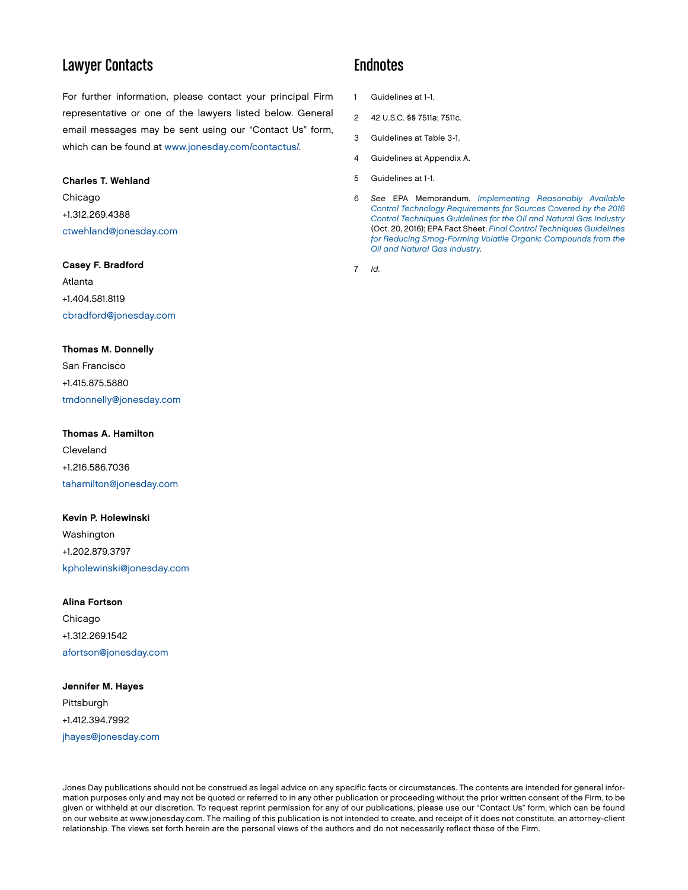## Lawyer Contacts

For further information, please contact your principal Firm representative or one of the lawyers listed below. General email messages may be sent using our "Contact Us" form, which can be found at www.jonesday.com/contactus/.

**Charles T. Wehland**
Chicago
+1.312.269.4388
ctwehland@jonesday.com

**Casey F. Bradford**
Atlanta
+1.404.581.8119
cbradford@jonesday.com

**Thomas M. Donnelly**
San Francisco
+1.415.875.5880
tmdonnelly@jonesday.com

**Thomas A. Hamilton**
Cleveland
+1.216.586.7036
tahamilton@jonesday.com

**Kevin P. Holewinski**
Washington
+1.202.879.3797
kpholewinski@jonesday.com

**Alina Fortson**
Chicago
+1.312.269.1542
afortson@jonesday.com

**Jennifer M. Hayes**
Pittsburgh
+1.412.394.7992
jhayes@jonesday.com

## Endnotes

1 Guidelines at 1-1.

2 42 U.S.C. §§ 7511a; 7511c.

3 Guidelines at Table 3-1.

4 Guidelines at Appendix A.

5 Guidelines at 1-1.

6 *See* EPA Memorandum, *Implementing Reasonably Available Control Technology Requirements for Sources Covered by the 2016 Control Techniques Guidelines for the Oil and Natural Gas Industry* (Oct. 20, 2016); EPA Fact Sheet, *Final Control Techniques Guidelines for Reducing Smog-Forming Volatile Organic Compounds from the Oil and Natural Gas Industry*.

7 *Id.*

Jones Day publications should not be construed as legal advice on any specific facts or circumstances. The contents are intended for general information purposes only and may not be quoted or referred to in any other publication or proceeding without the prior written consent of the Firm, to be given or withheld at our discretion. To request reprint permission for any of our publications, please use our "Contact Us" form, which can be found on our website at www.jonesday.com. The mailing of this publication is not intended to create, and receipt of it does not constitute, an attorney-client relationship. The views set forth herein are the personal views of the authors and do not necessarily reflect those of the Firm.